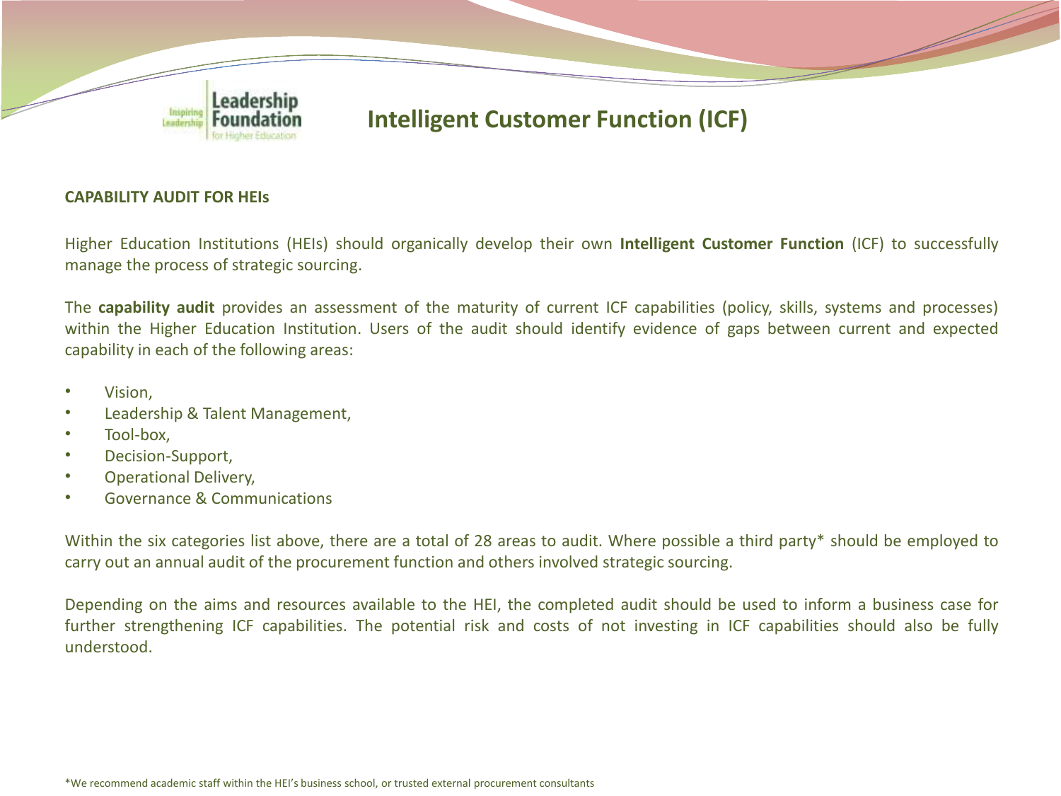# Intelligent Customer Function (ICF)

## CAPABILITY AUDIT FOR HEIs

Higher Education Institutions (HEIs) should organically develop their own **Intelligent Customer Function** (ICF) to successfully manage the process of strategic sourcing.

The **capability audit** provides an assessment of the maturity of current ICF capabilities (policy, skills, systems and processes) within the Higher Education Institution. Users of the audit should identify evidence of gaps between current and expected capability in each of the following areas:

- Vision,
- Leadership & Talent Management,
- Tool-box,
- Decision-Support,
- Operational Delivery,
- Governance & Communications

Within the six categories list above, there are a total of 28 areas to audit. Where possible a third party* should be employed to carry out an annual audit of the procurement function and others involved strategic sourcing.

Depending on the aims and resources available to the HEI, the completed audit should be used to inform a business case for further strengthening ICF capabilities. The potential risk and costs of not investing in ICF capabilities should also be fully understood.

*We recommend academic staff within the HEI's business school, or trusted external procurement consultants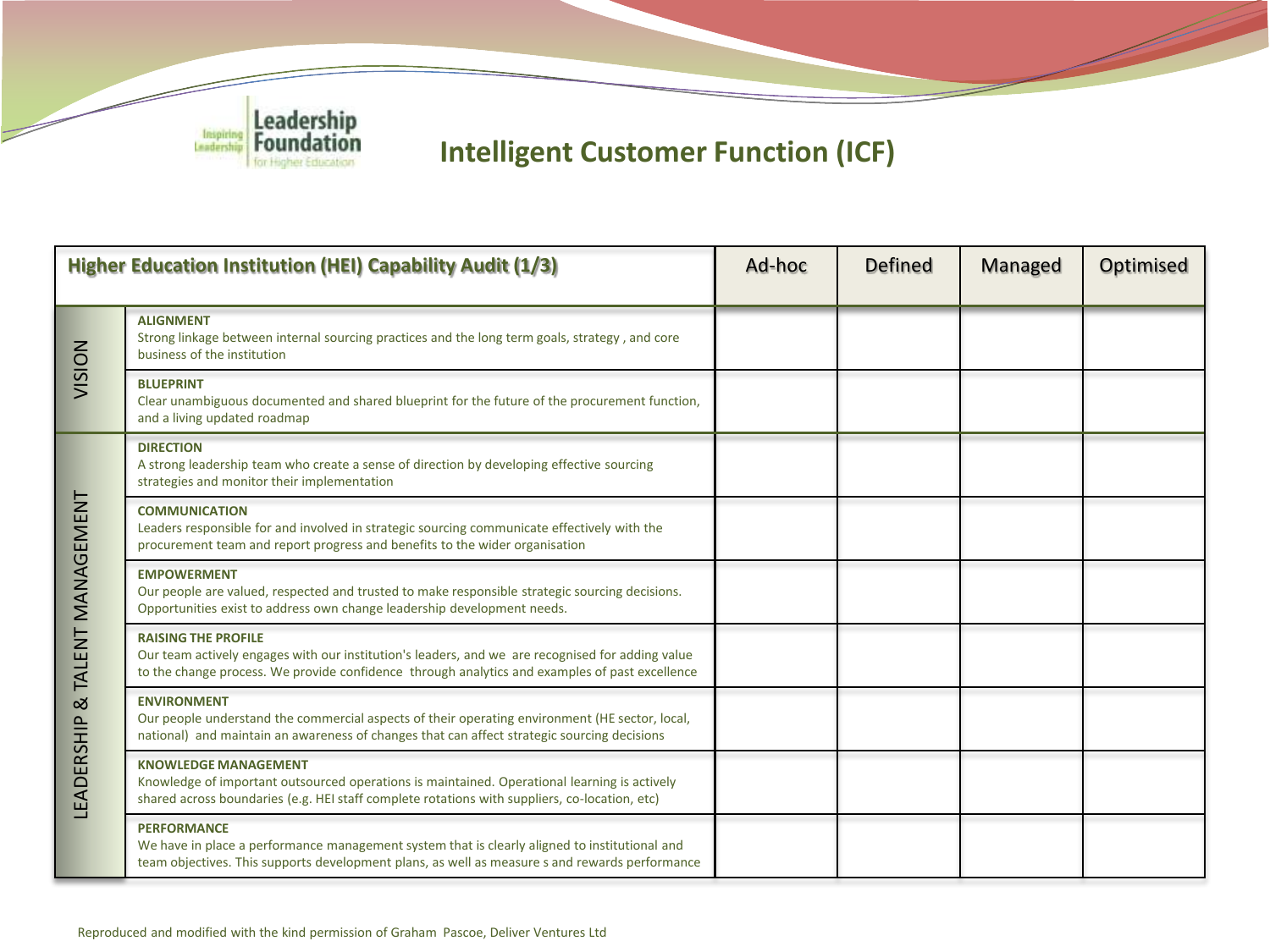Leadership Foundation for Higher Education

# Intelligent Customer Function (ICF)

| Higher Education Institution (HEI) Capability Audit (1/3) | | Ad-hoc | Defined | Managed | Optimised |
|---|---|---|---|---|---|
| VISION | **ALIGNMENT**<br>Strong linkage between internal sourcing practices and the long term goals, strategy , and core business of the institution | | | | |
| | **BLUEPRINT**<br>Clear unambiguous documented and shared blueprint for the future of the procurement function, and a living updated roadmap | | | | |
| LEADERSHIP & TALENT MANAGEMENT | **DIRECTION**<br>A strong leadership team who create a sense of direction by developing effective sourcing strategies and monitor their implementation | | | | |
| | **COMMUNICATION**<br>Leaders responsible for and involved in strategic sourcing communicate effectively with the procurement team and report progress and benefits to the wider organisation | | | | |
| | **EMPOWERMENT**<br>Our people are valued, respected and trusted to make responsible strategic sourcing decisions. Opportunities exist to address own change leadership development needs. | | | | |
| | **RAISING THE PROFILE**<br>Our team actively engages with our institution's leaders, and we are recognised for adding value to the change process. We provide confidence through analytics and examples of past excellence | | | | |
| | **ENVIRONMENT**<br>Our people understand the commercial aspects of their operating environment (HE sector, local, national) and maintain an awareness of changes that can affect strategic sourcing decisions | | | | |
| | **KNOWLEDGE MANAGEMENT**<br>Knowledge of important outsourced operations is maintained. Operational learning is actively shared across boundaries (e.g. HEI staff complete rotations with suppliers, co-location, etc) | | | | |
| | **PERFORMANCE**<br>We have in place a performance management system that is clearly aligned to institutional and team objectives. This supports development plans, as well as measure s and rewards performance | | | | |

Reproduced and modified with the kind permission of Graham Pascoe, Deliver Ventures Ltd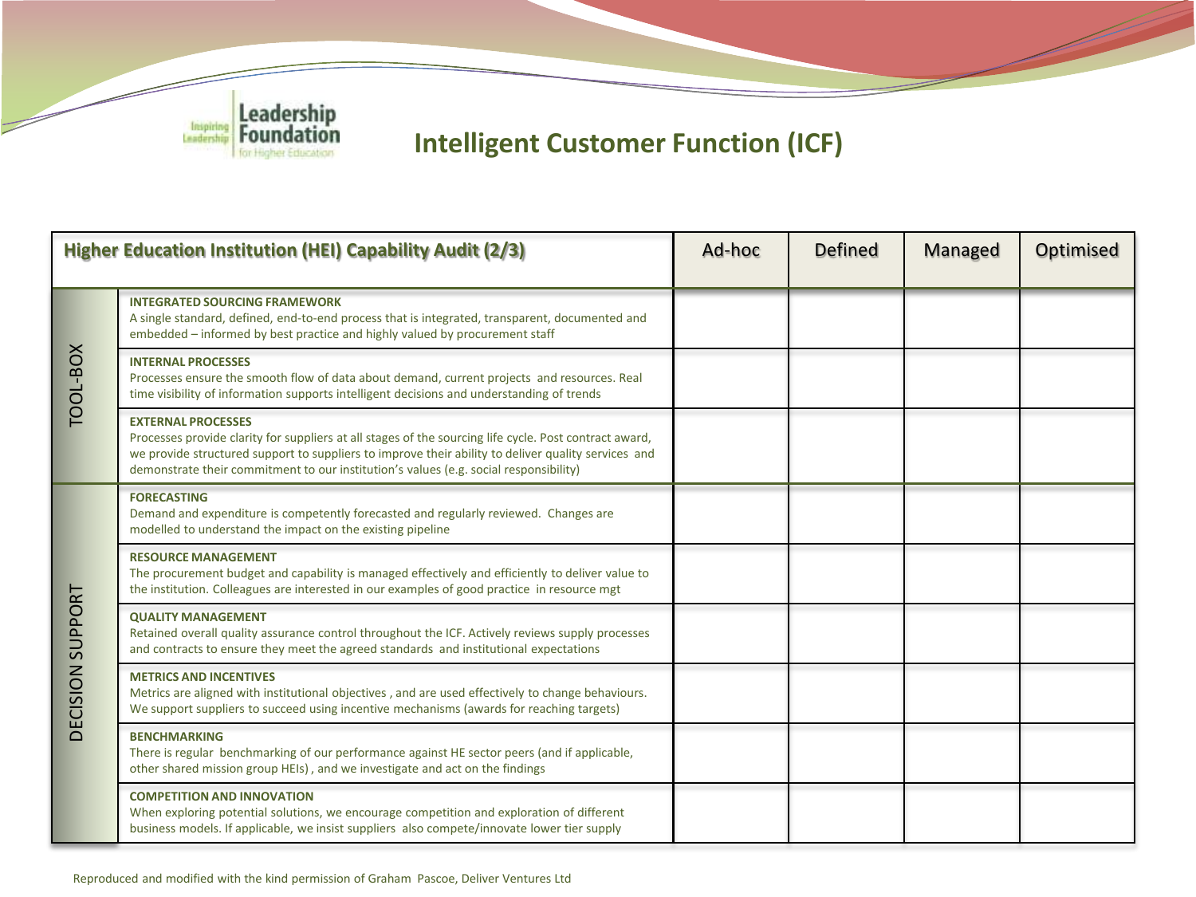# Intelligent Customer Function (ICF)

| Higher Education Institution (HEI) Capability Audit (2/3) | | Ad-hoc | Defined | Managed | Optimised |
|---|---|---|---|---|---|
| TOOL-BOX | **INTEGRATED SOURCING FRAMEWORK**<br>A single standard, defined, end-to-end process that is integrated, transparent, documented and embedded – informed by best practice and highly valued by procurement staff | | | | |
| | **INTERNAL PROCESSES**<br>Processes ensure the smooth flow of data about demand, current projects and resources. Real time visibility of information supports intelligent decisions and understanding of trends | | | | |
| | **EXTERNAL PROCESSES**<br>Processes provide clarity for suppliers at all stages of the sourcing life cycle. Post contract award, we provide structured support to suppliers to improve their ability to deliver quality services and demonstrate their commitment to our institution's values (e.g. social responsibility) | | | | |
| DECISION SUPPORT | **FORECASTING**<br>Demand and expenditure is competently forecasted and regularly reviewed. Changes are modelled to understand the impact on the existing pipeline | | | | |
| | **RESOURCE MANAGEMENT**<br>The procurement budget and capability is managed effectively and efficiently to deliver value to the institution. Colleagues are interested in our examples of good practice in resource mgt | | | | |
| | **QUALITY MANAGEMENT**<br>Retained overall quality assurance control throughout the ICF. Actively reviews supply processes and contracts to ensure they meet the agreed standards and institutional expectations | | | | |
| | **METRICS AND INCENTIVES**<br>Metrics are aligned with institutional objectives , and are used effectively to change behaviours. We support suppliers to succeed using incentive mechanisms (awards for reaching targets) | | | | |
| | **BENCHMARKING**<br>There is regular benchmarking of our performance against HE sector peers (and if applicable, other shared mission group HEIs) , and we investigate and act on the findings | | | | |
| | **COMPETITION AND INNOVATION**<br>When exploring potential solutions, we encourage competition and exploration of different business models. If applicable, we insist suppliers also compete/innovate lower tier supply | | | | |

Reproduced and modified with the kind permission of Graham Pascoe, Deliver Ventures Ltd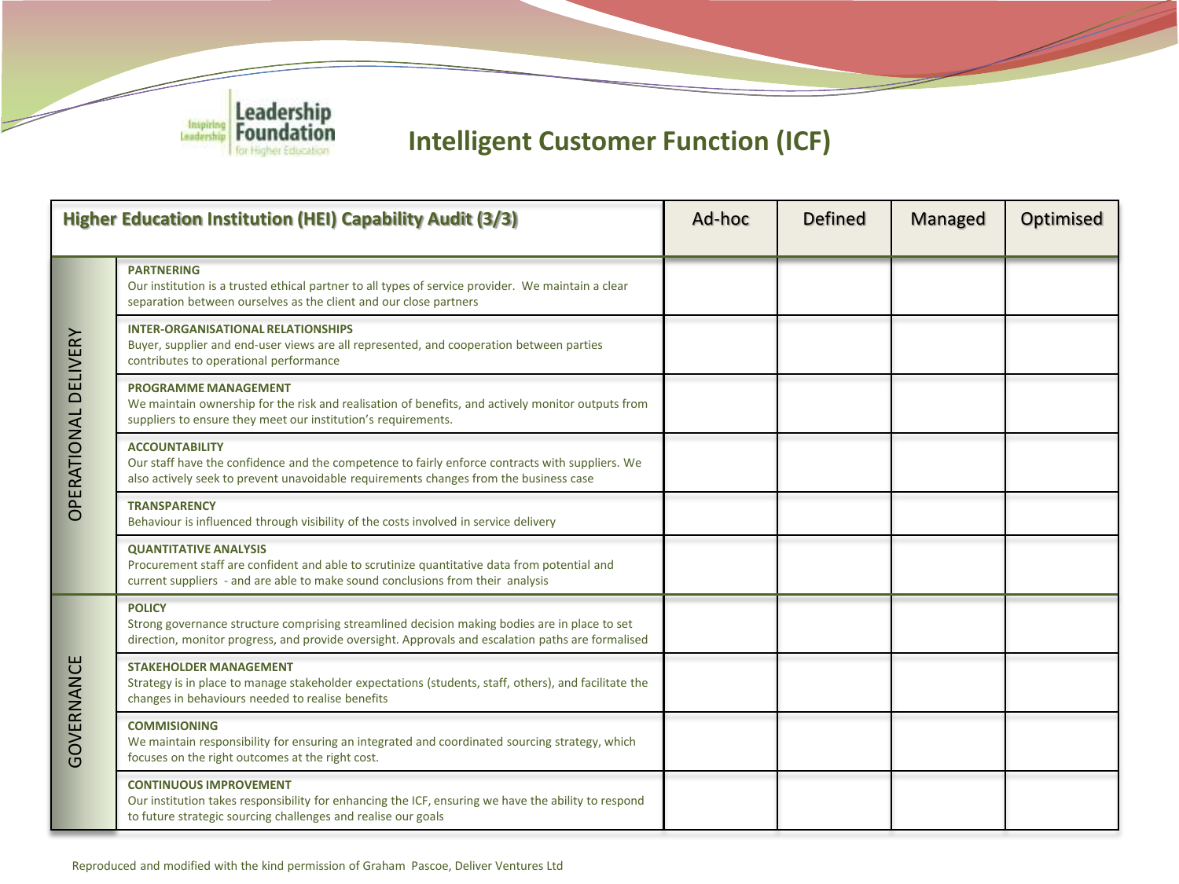## Intelligent Customer Function (ICF)

| Higher Education Institution (HEI) Capability Audit (3/3) | | Ad-hoc | Defined | Managed | Optimised |
|---|---|---|---|---|---|
| OPERATIONAL DELIVERY | **PARTNERING**<br>Our institution is a trusted ethical partner to all types of service provider. We maintain a clear separation between ourselves as the client and our close partners | | | | |
| | **INTER-ORGANISATIONAL RELATIONSHIPS**<br>Buyer, supplier and end-user views are all represented, and cooperation between parties contributes to operational performance | | | | |
| | **PROGRAMME MANAGEMENT**<br>We maintain ownership for the risk and realisation of benefits, and actively monitor outputs from suppliers to ensure they meet our institution's requirements. | | | | |
| | **ACCOUNTABILITY**<br>Our staff have the confidence and the competence to fairly enforce contracts with suppliers. We also actively seek to prevent unavoidable requirements changes from the business case | | | | |
| | **TRANSPARENCY**<br>Behaviour is influenced through visibility of the costs involved in service delivery | | | | |
| | **QUANTITATIVE ANALYSIS**<br>Procurement staff are confident and able to scrutinize quantitative data from potential and current suppliers - and are able to make sound conclusions from their analysis | | | | |
| GOVERNANCE | **POLICY**<br>Strong governance structure comprising streamlined decision making bodies are in place to set direction, monitor progress, and provide oversight. Approvals and escalation paths are formalised | | | | |
| | **STAKEHOLDER MANAGEMENT**<br>Strategy is in place to manage stakeholder expectations (students, staff, others), and facilitate the changes in behaviours needed to realise benefits | | | | |
| | **COMMISIONING**<br>We maintain responsibility for ensuring an integrated and coordinated sourcing strategy, which focuses on the right outcomes at the right cost. | | | | |
| | **CONTINUOUS IMPROVEMENT**<br>Our institution takes responsibility for enhancing the ICF, ensuring we have the ability to respond to future strategic sourcing challenges and realise our goals | | | | |

Reproduced and modified with the kind permission of Graham Pascoe, Deliver Ventures Ltd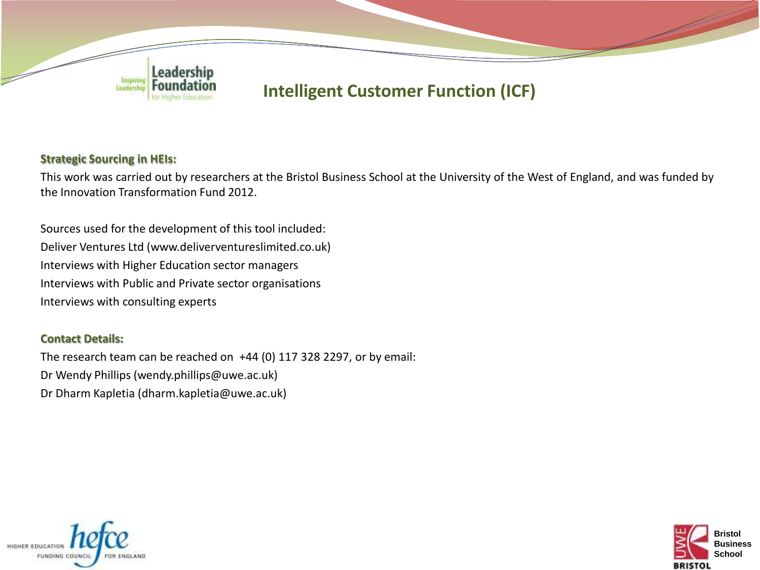# Intelligent Customer Function (ICF)

**Strategic Sourcing in HEIs:**

This work was carried out by researchers at the Bristol Business School at the University of the West of England, and was funded by the Innovation Transformation Fund 2012.

Sources used for the development of this tool included:

Deliver Ventures Ltd (www.deliverventureslimited.co.uk)

Interviews with Higher Education sector managers

Interviews with Public and Private sector organisations

Interviews with consulting experts

**Contact Details:**

The research team can be reached on +44 (0) 117 328 2297, or by email:

Dr Wendy Phillips (wendy.phillips@uwe.ac.uk)

Dr Dharm Kapletia (dharm.kapletia@uwe.ac.uk)